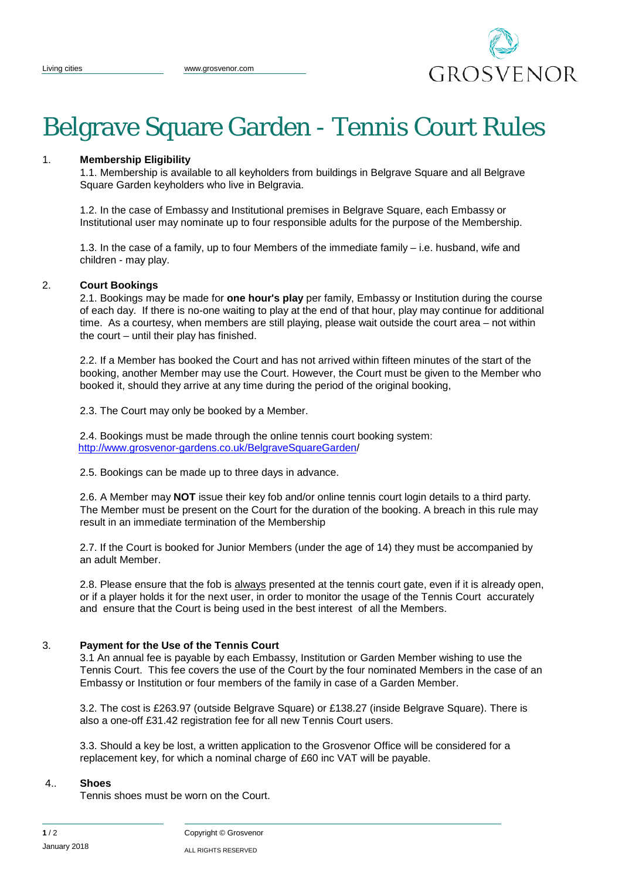# Belgrave Square Garden - Tennis Court Rules

## 1. Membership Eligibility

1.1. Membership is available to all keyholders from buildings in Belgrave Square and all Belgrave Square Garden keyholders who live in Belgravia.

1.2. In the case of Embassy and Institutional premises in Belgrave Square, each Embassy or Institutional user may nominate up to four responsible adults for the purpose of the Membership.

1.3. In the case of a family, up to four Members of the immediate family – i.e. husband, wife and children - may play.

## 2. Court Bookings

2.1. Bookings may be made for **one hour's play** per family, Embassy or Institution during the course of each day. If there is no-one waiting to play at the end of that hour, play may continue for additional time. As a courtesy, when members are still playing, please wait outside the court area – not within the court – until their play has finished.

2.2. If a Member has booked the Court and has not arrived within fifteen minutes of the start of the booking, another Member may use the Court. However, the Court must be given to the Member who booked it, should they arrive at any time during the period of the original booking,

2.3. The Court may only be booked by a Member.

2.4. Bookings must be made through the online tennis court booking system: http://www.grosvenor-gardens.co.uk/BelgraveSquareGarden/

2.5. Bookings can be made up to three days in advance.

2.6. A Member may **NOT** issue their key fob and/or online tennis court login details to a third party. The Member must be present on the Court for the duration of the booking. A breach in this rule may result in an immediate termination of the Membership

2.7. If the Court is booked for Junior Members (under the age of 14) they must be accompanied by an adult Member.

2.8. Please ensure that the fob is always presented at the tennis court gate, even if it is already open, or if a player holds it for the next user, in order to monitor the usage of the Tennis Court accurately and ensure that the Court is being used in the best interest of all the Members.

## 3. Payment for the Use of the Tennis Court

3.1 An annual fee is payable by each Embassy, Institution or Garden Member wishing to use the Tennis Court. This fee covers the use of the Court by the four nominated Members in the case of an Embassy or Institution or four members of the family in case of a Garden Member.

3.2. The cost is £263.97 (outside Belgrave Square) or £138.27 (inside Belgrave Square). There is also a one-off £31.42 registration fee for all new Tennis Court users.

3.3. Should a key be lost, a written application to the Grosvenor Office will be considered for a replacement key, for which a nominal charge of £60 inc VAT will be payable.

## 4.. Shoes

Tennis shoes must be worn on the Court.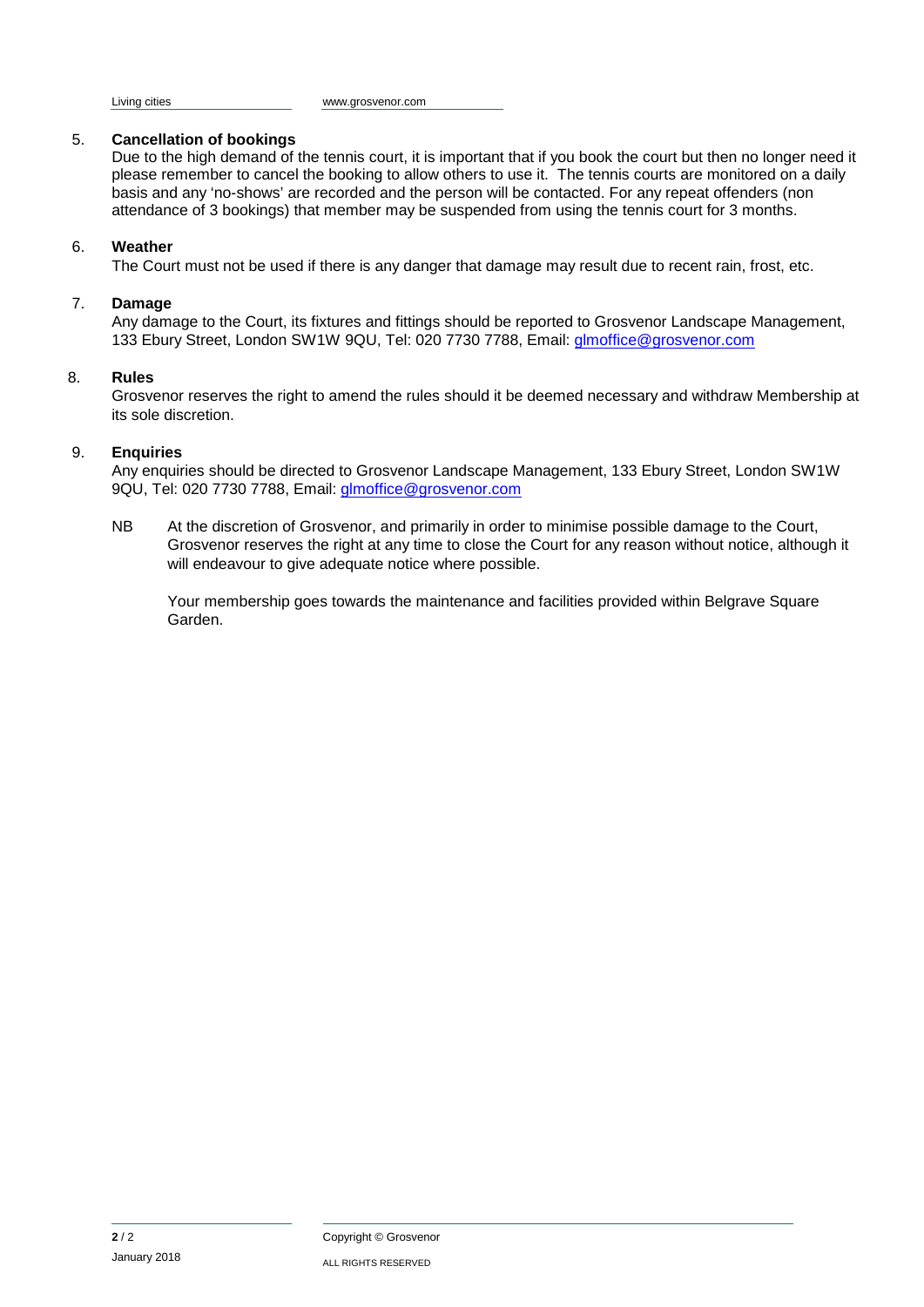5. **Cancellation of bookings**

   Due to the high demand of the tennis court, it is important that if you book the court but then no longer need it please remember to cancel the booking to allow others to use it. The tennis courts are monitored on a daily basis and any 'no-shows' are recorded and the person will be contacted. For any repeat offenders (non attendance of 3 bookings) that member may be suspended from using the tennis court for 3 months.

6. **Weather**

   The Court must not be used if there is any danger that damage may result due to recent rain, frost, etc.

7. **Damage**

   Any damage to the Court, its fixtures and fittings should be reported to Grosvenor Landscape Management, 133 Ebury Street, London SW1W 9QU, Tel: 020 7730 7788, Email: glmoffice@grosvenor.com

8. **Rules**

   Grosvenor reserves the right to amend the rules should it be deemed necessary and withdraw Membership at its sole discretion.

9. **Enquiries**

   Any enquiries should be directed to Grosvenor Landscape Management, 133 Ebury Street, London SW1W 9QU, Tel: 020 7730 7788, Email: glmoffice@grosvenor.com

   NB At the discretion of Grosvenor, and primarily in order to minimise possible damage to the Court, Grosvenor reserves the right at any time to close the Court for any reason without notice, although it will endeavour to give adequate notice where possible.

   Your membership goes towards the maintenance and facilities provided within Belgrave Square Garden.